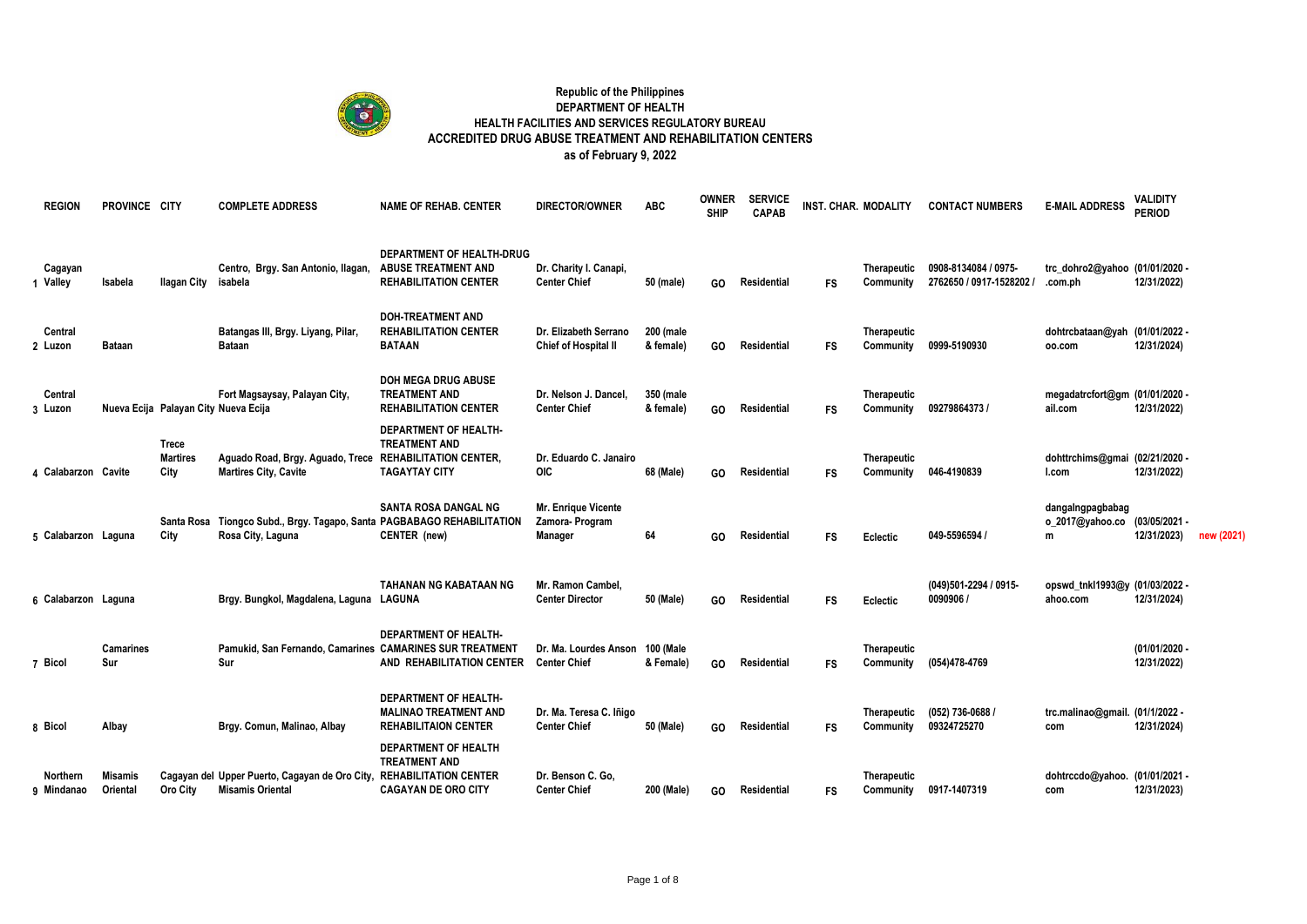**Republic of the Philippines**
**DEPARTMENT OF HEALTH**
**HEALTH FACILITIES AND SERVICES REGULATORY BUREAU**
**ACCREDITED DRUG ABUSE TREATMENT AND REHABILITATION CENTERS**
**as of February 9, 2022**

| | REGION | PROVINCE | CITY | COMPLETE ADDRESS | NAME OF REHAB. CENTER | DIRECTOR/OWNER | ABC | OWNER SHIP | SERVICE CAPAB | INST. CHAR. | MODALITY | CONTACT NUMBERS | E-MAIL ADDRESS | VALIDITY PERIOD | |
|---|---|---|---|---|---|---|---|---|---|---|---|---|---|---|---|
| 1 | Cagayan Valley | Isabela | Ilagan City | Centro, Brgy. San Antonio, Ilagan, isabela | DEPARTMENT OF HEALTH-DRUG ABUSE TREATMENT AND REHABILITATION CENTER | Dr. Charity I. Canapi, Center Chief | 50 (male) | GO | Residential | FS | Therapeutic Community | 0908-8134084 / 0975-2762650 / 0917-1528202 / | trc_dohro2@yahoo.com.ph | (01/01/2020 - 12/31/2022) | |
| 2 | Central Luzon | Bataan | | Batangas III, Brgy. Liyang, Pilar, Bataan | DOH-TREATMENT AND REHABILITATION CENTER BATAAN | Dr. Elizabeth Serrano Chief of Hospital II | 200 (male & female) | GO | Residential | FS | Therapeutic Community | 0999-5190930 | dohtrcbataan@yahoo.com | (01/01/2022 - 12/31/2024) | |
| 3 | Central Luzon | Nueva Ecija | Palayan City | Fort Magsaysay, Palayan City, Nueva Ecija | DOH MEGA DRUG ABUSE TREATMENT AND REHABILITATION CENTER | Dr. Nelson J. Dancel, Center Chief | 350 (male & female) | GO | Residential | FS | Therapeutic Community | 09279864373 / | megadatrcfort@gmail.com | (01/01/2020 - 12/31/2022) | |
| 4 | Calabarzon | Cavite | Trece Martires City | Aguado Road, Brgy. Aguado, Trece Martires City, Cavite | DEPARTMENT OF HEALTH-TREATMENT AND REHABILITATION CENTER, TAGAYTAY CITY | Dr. Eduardo C. Janairo OIC | 68 (Male) | GO | Residential | FS | Therapeutic Community | 046-4190839 | dohttrchims@gmail.com | (02/21/2020 - 12/31/2022) | |
| 5 | Calabarzon | Laguna | Santa Rosa City | Tiongco Subd., Brgy. Tagapo, Santa Rosa City, Laguna | SANTA ROSA DANGAL NG PAGBABAGO REHABILITATION CENTER (new) | Mr. Enrique Vicente Zamora- Program Manager | 64 | GO | Residential | FS | Eclectic | 049-5596594 / | dangalngpagbabago_2017@yahoo.com | (03/05/2021 - 12/31/2023) | new (2021) |
| 6 | Calabarzon | Laguna | | Brgy. Bungkol, Magdalena, Laguna | TAHANAN NG KABATAAN NG LAGUNA | Mr. Ramon Cambel, Center Director | 50 (Male) | GO | Residential | FS | Eclectic | (049)501-2294 / 0915-0090906 / | opswd_tnkl1993@yahoo.com | (01/03/2022 - 12/31/2024) | |
| 7 | Bicol | Camarines Sur | | Pamukid, San Fernando, Camarines Sur | DEPARTMENT OF HEALTH-CAMARINES SUR TREATMENT AND REHABILITATION CENTER | Dr. Ma. Lourdes Anson Center Chief | 100 (Male & Female) | GO | Residential | FS | Therapeutic Community | (054)478-4769 | | (01/01/2020 - 12/31/2022) | |
| 8 | Bicol | Albay | | Brgy. Comun, Malinao, Albay | DEPARTMENT OF HEALTH-MALINAO TREATMENT AND REHABILITAION CENTER | Dr. Ma. Teresa C. Iñigo Center Chief | 50 (Male) | GO | Residential | FS | Therapeutic Community | (052) 736-0688 / 09324725270 | trc.malinao@gmail.com | (01/1/2022 - 12/31/2024) | |
| 9 | Northern Mindanao | Misamis Oriental | Cagayan del Oro City | Upper Puerto, Cagayan de Oro City, Misamis Oriental | DEPARTMENT OF HEALTH TREATMENT AND REHABILITATION CENTER CAGAYAN DE ORO CITY | Dr. Benson C. Go, Center Chief | 200 (Male) | GO | Residential | FS | Therapeutic Community | 0917-1407319 | dohtrccdo@yahoo.com | (01/01/2021 - 12/31/2023) | |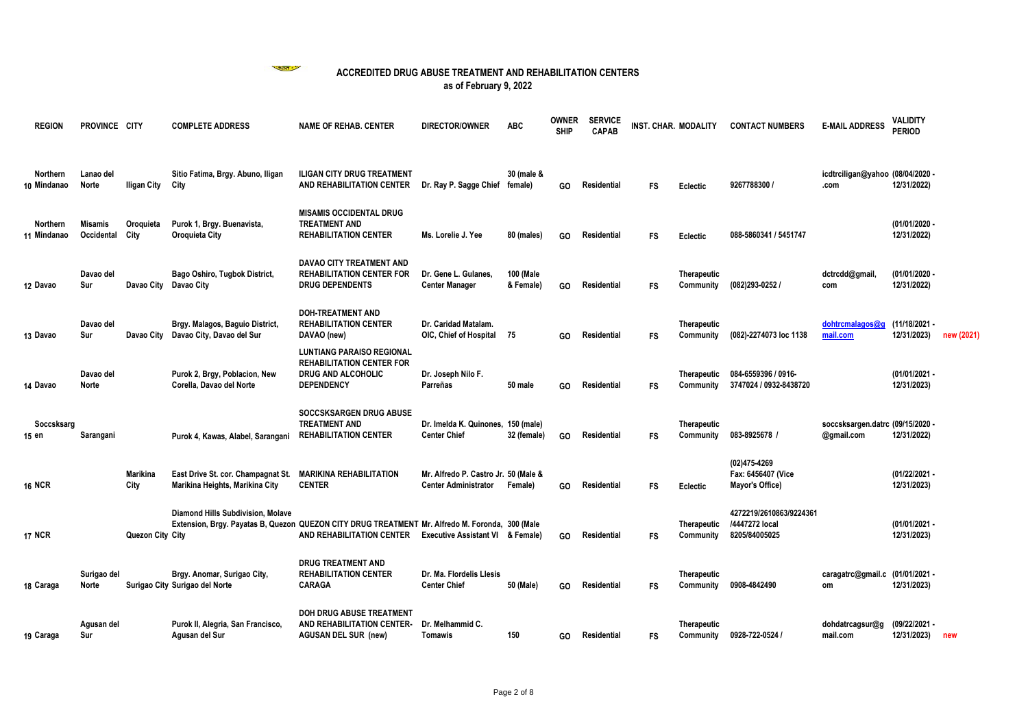# ACCREDITED DRUG ABUSE TREATMENT AND REHABILITATION CENTERS

**as of February 9, 2022**

| | REGION | PROVINCE | CITY | COMPLETE ADDRESS | NAME OF REHAB. CENTER | DIRECTOR/OWNER | ABC | OWNER SHIP | SERVICE CAPAB | INST. CHAR. | MODALITY | CONTACT NUMBERS | E-MAIL ADDRESS | VALIDITY PERIOD | |
|---|---|---|---|---|---|---|---|---|---|---|---|---|---|---|---|
| 10 | Northern Mindanao | Lanao del Norte | Iligan City | Sitio Fatima, Brgy. Abuno, Iligan City | ILIGAN CITY DRUG TREATMENT AND REHABILITATION CENTER | Dr. Ray P. Sagge Chief | 30 (male & female) | GO | Residential | FS | Eclectic | 9267788300 / | icdtrciligan@yahoo.com | (08/04/2020 - 12/31/2022) | |
| 11 | Northern Mindanao | Misamis Occidental | Oroquieta City | Purok 1, Brgy. Buenavista, Oroquieta City | MISAMIS OCCIDENTAL DRUG TREATMENT AND REHABILITATION CENTER | Ms. Lorelie J. Yee | 80 (males) | GO | Residential | FS | Eclectic | 088-5860341 / 5451747 | | (01/01/2020 - 12/31/2022) | |
| 12 | Davao | Davao del Sur | Davao City | Bago Oshiro, Tugbok District, Davao City | DAVAO CITY TREATMENT AND REHABILITATION CENTER FOR DRUG DEPENDENTS | Dr. Gene L. Gulanes, Center Manager | 100 (Male & Female) | GO | Residential | FS | Therapeutic Community | (082)293-0252 / | dctrcdd@gmail,com | (01/01/2020 - 12/31/2022) | |
| 13 | Davao | Davao del Sur | Davao City | Brgy. Malagos, Baguio District, Davao City, Davao del Sur | DOH-TREATMENT AND REHABILITATION CENTER DAVAO (new) | Dr. Caridad Matalam. OIC, Chief of Hospital | 75 | GO | Residential | FS | Therapeutic Community | (082)-2274073 loc 1138 | dohtrcmalagos@gmail.com | (11/18/2021 - 12/31/2023) | new (2021) |
| 14 | Davao | Davao del Norte | | Purok 2, Brgy, Poblacion, New Corella, Davao del Norte | LUNTIANG PARAISO REGIONAL REHABILITATION CENTER FOR DRUG AND ALCOHOLIC DEPENDENCY | Dr. Joseph Nilo F. Parreñas | 50 male | GO | Residential | FS | Therapeutic Community | 084-6559396 / 0916-3747024 / 0932-8438720 | | (01/01/2021 - 12/31/2023) | |
| 15 | Soccsksargen | Sarangani | | Purok 4, Kawas, Alabel, Sarangani | SOCCSKSARGEN DRUG ABUSE TREATMENT AND REHABILITATION CENTER | Dr. Imelda K. Quinones, Center Chief | 150 (male) 32 (female) | GO | Residential | FS | Therapeutic Community | 083-8925678 / | soccsksargen.datrc@gmail.com | (09/15/2020 - 12/31/2022) | |
| 16 | NCR | | Marikina City | East Drive St. cor. Champagnat St. Marikina Heights, Marikina City | MARIKINA REHABILITATION CENTER | Mr. Alfredo P. Castro Jr. Center Administrator | 50 (Male & Female) | GO | Residential | FS | Eclectic | (02)475-4269 Fax: 6456407 (Vice Mayor's Office) | | (01/22/2021 - 12/31/2023) | |
| 17 | NCR | | Quezon City | Diamond Hills Subdivision, Molave Extension, Brgy. Payatas B, Quezon City | QUEZON CITY DRUG TREATMENT AND REHABILITATION CENTER | Mr. Alfredo M. Foronda, Executive Assistant VI | 300 (Male & Female) | GO | Residential | FS | Therapeutic Community | 4272219/2610863/9224361 /4447272 local 8205/84005025 | | (01/01/2021 - 12/31/2023) | |
| 18 | Caraga | Surigao del Norte | Surigao City | Brgy. Anomar, Surigao City, Surigao del Norte | DRUG TREATMENT AND REHABILITATION CENTER CARAGA | Dr. Ma. Flordelis Llesis Center Chief | 50 (Male) | GO | Residential | FS | Therapeutic Community | 0908-4842490 | caragatrc@gmail.com | (01/01/2021 - 12/31/2023) | |
| 19 | Caraga | Agusan del Sur | | Purok II, Alegria, San Francisco, Agusan del Sur | DOH DRUG ABUSE TREATMENT AND REHABILITATION CENTER- AGUSAN DEL SUR (new) | Dr. Melhammid C. Tomawis | 150 | GO | Residential | FS | Therapeutic Community | 0928-722-0524 / | dohdatrcagsur@gmail.com | (09/22/2021 - 12/31/2023) | new |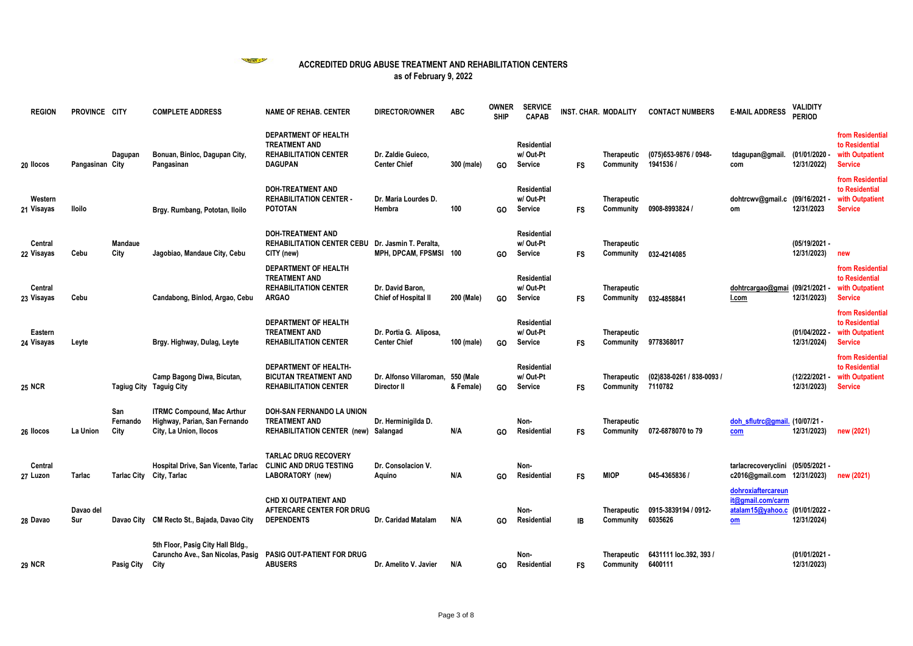## ACCREDITED DRUG ABUSE TREATMENT AND REHABILITATION CENTERS

**as of February 9, 2022**

| | REGION | PROVINCE | CITY | COMPLETE ADDRESS | NAME OF REHAB. CENTER | DIRECTOR/OWNER | ABC | OWNER SHIP | SERVICE CAPAB | INST. CHAR. | MODALITY | CONTACT NUMBERS | E-MAIL ADDRESS | VALIDITY PERIOD | |
|---|---|---|---|---|---|---|---|---|---|---|---|---|---|---|---|
| 20 | Ilocos | Pangasinan | Dagupan City | Bonuan, Binloc, Dagupan City, Pangasinan | DEPARTMENT OF HEALTH TREATMENT AND REHABILITATION CENTER DAGUPAN | Dr. Zaldie Guieco, Center Chief | 300 (male) | GO | Residential w/ Out-Pt Service | FS | Therapeutic Community | (075)653-9876 / 0948-1941536 / | tdagupan@gmail.com | (01/01/2020 - 12/31/2022) | from Residential to Residential with Outpatient Service |
| 21 | Western Visayas | Iloilo | | Brgy. Rumbang, Pototan, Iloilo | DOH-TREATMENT AND REHABILITATION CENTER - POTOTAN | Dr. Maria Lourdes D. Hembra | 100 | GO | Residential w/ Out-Pt Service | FS | Therapeutic Community | 0908-8993824 / | dohtrcwv@gmail.com | (09/16/2021 - 12/31/2023 | from Residential to Residential with Outpatient Service |
| 22 | Central Visayas | Cebu | Mandaue City | Jagobiao, Mandaue City, Cebu | DOH-TREATMENT AND REHABILITATION CENTER CEBU CITY (new) | Dr. Jasmin T. Peralta, MPH, DPCAM, FPSMSI | 100 | GO | Residential w/ Out-Pt Service | FS | Therapeutic Community | 032-4214085 | | (05/19/2021 - 12/31/2023) | new |
| 23 | Central Visayas | Cebu | | Candabong, Binlod, Argao, Cebu | DEPARTMENT OF HEALTH TREATMENT AND REHABILITATION CENTER ARGAO | Dr. David Baron, Chief of Hospital II | 200 (Male) | GO | Residential w/ Out-Pt Service | FS | Therapeutic Community | 032-4858841 | dohtrcargao@gmail.com | (09/21/2021 - 12/31/2023) | from Residential to Residential with Outpatient Service |
| 24 | Eastern Visayas | Leyte | | Brgy. Highway, Dulag, Leyte | DEPARTMENT OF HEALTH TREATMENT AND REHABILITATION CENTER | Dr. Portia G. Aliposa, Center Chief | 100 (male) | GO | Residential w/ Out-Pt Service | FS | Therapeutic Community | 9778368017 | | (01/04/2022 - 12/31/2024) | from Residential to Residential with Outpatient Service |
| 25 | NCR | | Tagiug City | Camp Bagong Diwa, Bicutan, Taguig City | DEPARTMENT OF HEALTH-BICUTAN TREATMENT AND REHABILITATION CENTER | Dr. Alfonso Villaroman, Director II | 550 (Male & Female) | GO | Residential w/ Out-Pt Service | FS | Therapeutic Community | (02)838-0261 / 838-0093 / 7110782 | | (12/22/2021 - 12/31/2023) | from Residential to Residential with Outpatient Service |
| 26 | Ilocos | La Union | San Fernando City | ITRMC Compound, Mac Arthur Highway, Parian, San Fernando City, La Union, Ilocos | DOH-SAN FERNANDO LA UNION TREATMENT AND REHABILITATION CENTER (new) | Dr. Herminigilda D. Salangad | N/A | GO | Non-Residential | FS | Therapeutic Community | 072-6878070 to 79 | doh_sflutrc@gmail.com | (10/07/21 - 12/31/2023) | new (2021) |
| 27 | Central Luzon | Tarlac | Tarlac City | Hospital Drive, San Vicente, Tarlac City, Tarlac | TARLAC DRUG RECOVERY CLINIC AND DRUG TESTING LABORATORY (new) | Dr. Consolacion V. Aquino | N/A | GO | Non-Residential | FS | MIOP | 045-4365836 / | tarlacrecoveryclinic2016@gmail.com | (05/05/2021 - 12/31/2023) | new (2021) |
| 28 | Davao | Davao del Sur | Davao City | CM Recto St., Bajada, Davao City | CHD XI OUTPATIENT AND AFTERCARE CENTER FOR DRUG DEPENDENTS | Dr. Caridad Matalam | N/A | GO | Non-Residential | IB | Therapeutic Community | 0915-3839194 / 0912-6035626 | dohroxiaftercareunit@gmail.com/carmatalam15@yahoo.com | (01/01/2022 - 12/31/2024) | |
| 29 | NCR | | Pasig City | 5th Floor, Pasig City Hall Bldg., Caruncho Ave., San Nicolas, Pasig City | PASIG OUT-PATIENT FOR DRUG ABUSERS | Dr. Amelito V. Javier | N/A | GO | Non-Residential | FS | Therapeutic Community | 6431111 loc.392, 393 / 6400111 | | (01/01/2021 - 12/31/2023) | |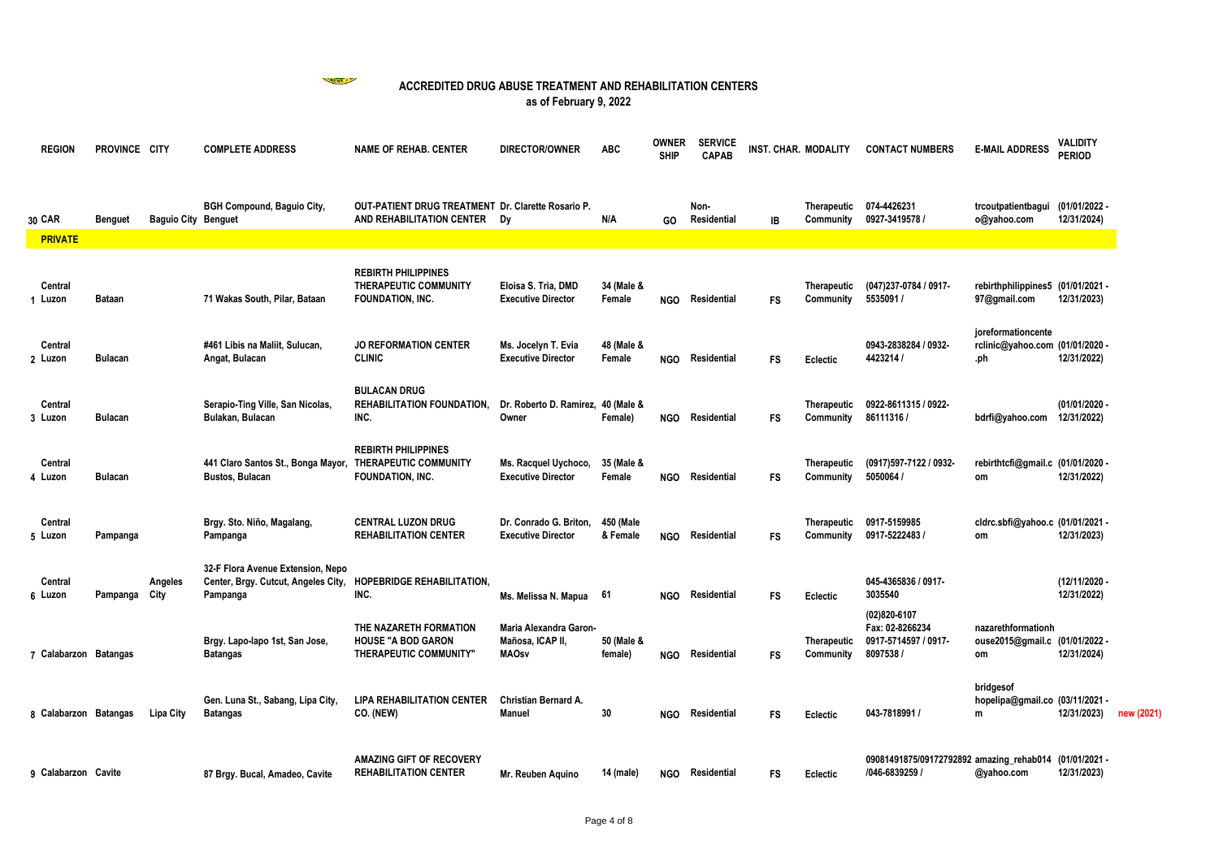# ACCREDITED DRUG ABUSE TREATMENT AND REHABILITATION CENTERS

**as of February 9, 2022**

| | REGION | PROVINCE | CITY | COMPLETE ADDRESS | NAME OF REHAB. CENTER | DIRECTOR/OWNER | ABC | OWNER SHIP | SERVICE CAPAB | INST. CHAR. | MODALITY | CONTACT NUMBERS | E-MAIL ADDRESS | VALIDITY PERIOD | |
|---|---|---|---|---|---|---|---|---|---|---|---|---|---|---|---|
| 30 | CAR | Benguet | Baguio City | BGH Compound, Baguio City, Benguet | OUT-PATIENT DRUG TREATMENT AND REHABILITATION CENTER | Dr. Clarette Rosario P. Dy | N/A | GO | Non-Residential | IB | Therapeutic Community | 074-4426231 0927-3419578 / | trcoutpatientbaguio@yahoo.com | (01/01/2022 - 12/31/2024) | |
| | **PRIVATE** | | | | | | | | | | | | | | |
| 1 | Central Luzon | Bataan | | 71 Wakas South, Pilar, Bataan | REBIRTH PHILIPPINES THERAPEUTIC COMMUNITY FOUNDATION, INC. | Eloisa S. Tria, DMD Executive Director | 34 (Male & Female | NGO | Residential | FS | Therapeutic Community | (047)237-0784 / 0917-5535091 / | rebirthphilippines597@gmail.com | (01/01/2021 - 12/31/2023) | |
| 2 | Central Luzon | Bulacan | | #461 Libis na Maliit, Sulucan, Angat, Bulacan | JO REFORMATION CENTER CLINIC | Ms. Jocelyn T. Evia Executive Director | 48 (Male & Female | NGO | Residential | FS | Eclectic | 0943-2838284 / 0932-4423214 / | joreformationcenterclinic@yahoo.com.ph | (01/01/2020 - 12/31/2022) | |
| 3 | Central Luzon | Bulacan | | Serapio-Ting Ville, San Nicolas, Bulakan, Bulacan | BULACAN DRUG REHABILITATION FOUNDATION, INC. | Dr. Roberto D. Ramirez, Owner | 40 (Male & Female) | NGO | Residential | FS | Therapeutic Community | 0922-8611315 / 0922-86111316 / | bdrfi@yahoo.com | (01/01/2020 - 12/31/2022) | |
| 4 | Central Luzon | Bulacan | | 441 Claro Santos St., Bonga Mayor, Bustos, Bulacan | REBIRTH PHILIPPINES THERAPEUTIC COMMUNITY FOUNDATION, INC. | Ms. Racquel Uychoco, Executive Director | 35 (Male & Female | NGO | Residential | FS | Therapeutic Community | (0917)597-7122 / 0932-5050064 / | rebirthtcfi@gmail.com | (01/01/2020 - 12/31/2022) | |
| 5 | Central Luzon | Pampanga | | Brgy. Sto. Niño, Magalang, Pampanga | CENTRAL LUZON DRUG REHABILITATION CENTER | Dr. Conrado G. Briton, Executive Director | 450 (Male & Female | NGO | Residential | FS | Therapeutic Community | 0917-5159985 0917-5222483 / | cldrc.sbfi@yahoo.com | (01/01/2021 - 12/31/2023) | |
| 6 | Central Luzon | Pampanga | Angeles City | 32-F Flora Avenue Extension, Nepo Center, Brgy. Cutcut, Angeles City, Pampanga | HOPEBRIDGE REHABILITATION, INC. | Ms. Melissa N. Mapua | 61 | NGO | Residential | FS | Eclectic | 045-4365836 / 0917-3035540 | | (12/11/2020 - 12/31/2022) | |
| 7 | Calabarzon | Batangas | | Brgy. Lapo-lapo 1st, San Jose, Batangas | THE NAZARETH FORMATION HOUSE "A BOD GARON THERAPEUTIC COMMUNITY" | Maria Alexandra Garon-Mañosa, ICAP II, MAOsv | 50 (Male & female) | NGO | Residential | FS | Therapeutic Community | (02)820-6107 Fax: 02-8266234 0917-5714597 / 0917-8097538 / | nazarethformationhouse2015@gmail.com | (01/01/2022 - 12/31/2024) | |
| 8 | Calabarzon | Batangas | Lipa City | Gen. Luna St., Sabang, Lipa City, Batangas | LIPA REHABILITATION CENTER CO. (NEW) | Christian Bernard A. Manuel | 30 | NGO | Residential | FS | Eclectic | 043-7818991 / | bridgesofhopelipa@gmail.com | (03/11/2021 - 12/31/2023) | new (2021) |
| 9 | Calabarzon | Cavite | | 87 Brgy. Bucal, Amadeo, Cavite | AMAZING GIFT OF RECOVERY REHABILITATION CENTER | Mr. Reuben Aquino | 14 (male) | NGO | Residential | FS | Eclectic | 09081491875/09172792892 /046-6839259 / | amazing_rehab014@yahoo.com | (01/01/2021 - 12/31/2023) | |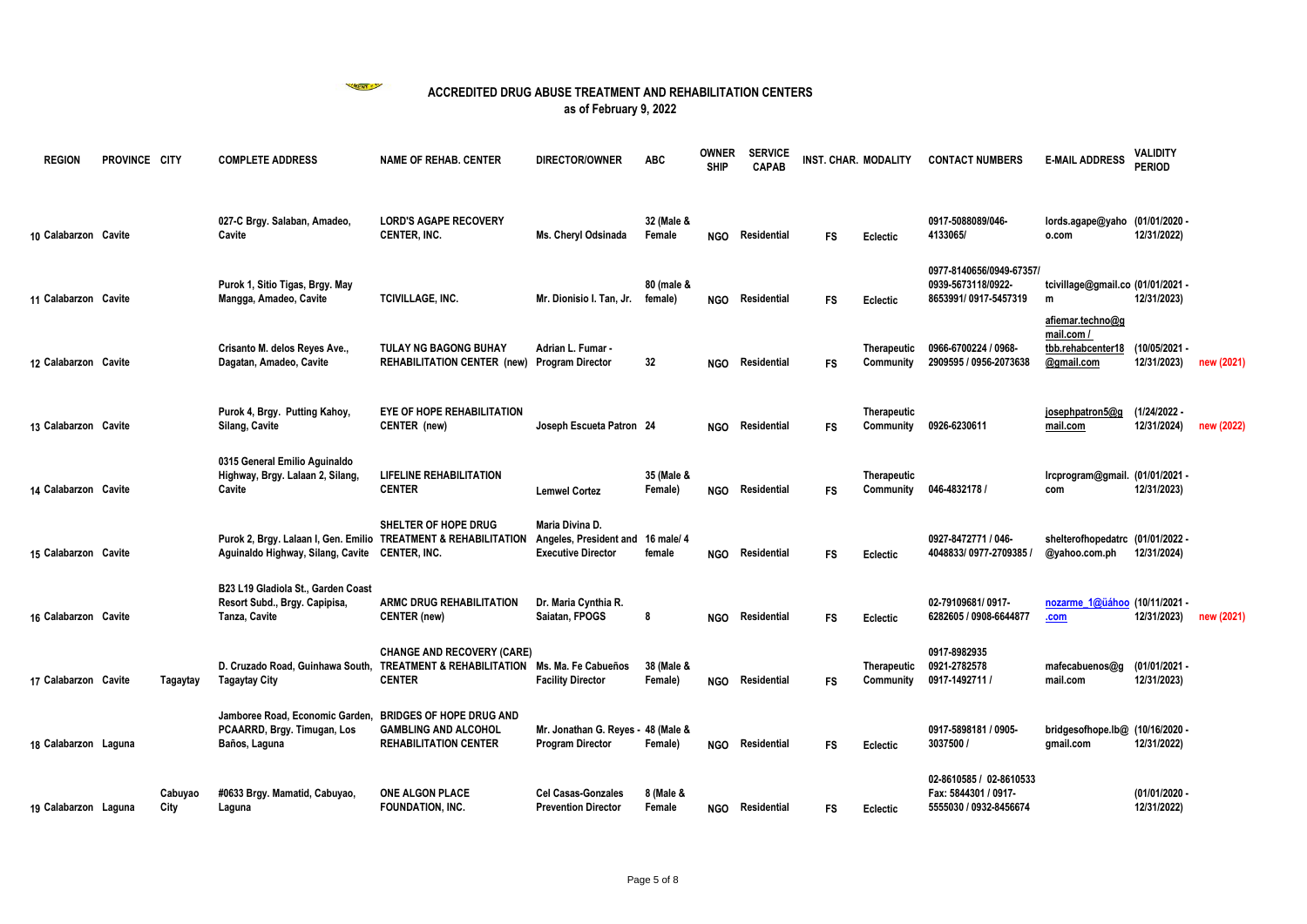## ACCREDITED DRUG ABUSE TREATMENT AND REHABILITATION CENTERS

**as of February 9, 2022**

| | REGION | PROVINCE | CITY | COMPLETE ADDRESS | NAME OF REHAB. CENTER | DIRECTOR/OWNER | ABC | OWNER SHIP | SERVICE CAPAB | INST. CHAR. | MODALITY | CONTACT NUMBERS | E-MAIL ADDRESS | VALIDITY PERIOD | |
|---|---|---|---|---|---|---|---|---|---|---|---|---|---|---|---|
| 10 | Calabarzon | Cavite | | 027-C Brgy. Salaban, Amadeo, Cavite | LORD'S AGAPE RECOVERY CENTER, INC. | Ms. Cheryl Odsinada | 32 (Male & Female | NGO | Residential | FS | Eclectic | 0917-5088089/046-4133065/ | lords.agape@yahoo.com | (01/01/2020 - 12/31/2022) | |
| 11 | Calabarzon | Cavite | | Purok 1, Sitio Tigas, Brgy. May Mangga, Amadeo, Cavite | TCIVILLAGE, INC. | Mr. Dionisio I. Tan, Jr. | 80 (male & female) | NGO | Residential | FS | Eclectic | 0977-8140656/0949-67357/ 0939-5673118/0922-8653991/ 0917-5457319 | tcivillage@gmail.com | (01/01/2021 - 12/31/2023) | |
| 12 | Calabarzon | Cavite | | Crisanto M. delos Reyes Ave., Dagatan, Amadeo, Cavite | TULAY NG BAGONG BUHAY REHABILITATION CENTER (new) | Adrian L. Fumar - Program Director | 32 | NGO | Residential | FS | Therapeutic Community | 0966-6700224 / 0968-2909595 / 0956-2073638 | afiemar.techno@gmail.com / tbb.rehabcenter18@gmail.com | (10/05/2021 - 12/31/2023) | new (2021) |
| 13 | Calabarzon | Cavite | | Purok 4, Brgy. Putting Kahoy, Silang, Cavite | EYE OF HOPE REHABILITATION CENTER (new) | Joseph Escueta Patron | 24 | NGO | Residential | FS | Therapeutic Community | 0926-6230611 | josephpatron5@gmail.com | (1/24/2022 - 12/31/2024) | new (2022) |
| 14 | Calabarzon | Cavite | | 0315 General Emilio Aguinaldo Highway, Brgy. Lalaan 2, Silang, Cavite | LIFELINE REHABILITATION CENTER | Lemwel Cortez | 35 (Male & Female) | NGO | Residential | FS | Therapeutic Community | 046-4832178 / | lrcprogram@gmail.com | (01/01/2021 - 12/31/2023) | |
| 15 | Calabarzon | Cavite | | Purok 2, Brgy. Lalaan I, Gen. Emilio Aguinaldo Highway, Silang, Cavite | SHELTER OF HOPE DRUG TREATMENT & REHABILITATION CENTER, INC. | Maria Divina D. Angeles, President and Executive Director | 16 male/ 4 female | NGO | Residential | FS | Eclectic | 0927-8472771 / 046-4048833/ 0977-2709385 / | shelterofhopedatrc@yahoo.com.ph | (01/01/2022 - 12/31/2024) | |
| 16 | Calabarzon | Cavite | | B23 L19 Gladiola St., Garden Coast Resort Subd., Brgy. Capipisa, Tanza, Cavite | ARMC DRUG REHABILITATION CENTER (new) | Dr. Maria Cynthia R. Saiatan, FPOGS | 8 | NGO | Residential | FS | Eclectic | 02-79109681/ 0917-6282605 / 0908-6644877 | nozarme_1@üáhoo.com | (10/11/2021 - 12/31/2023) | new (2021) |
| 17 | Calabarzon | Cavite | Tagaytay | D. Cruzado Road, Guinhawa South, Tagaytay City | CHANGE AND RECOVERY (CARE) TREATMENT & REHABILITATION CENTER | Ms. Ma. Fe Cabueños Facility Director | 38 (Male & Female) | NGO | Residential | FS | Therapeutic Community | 0917-8982935 0921-2782578 0917-1492711 / | mafecabuenos@gmail.com | (01/01/2021 - 12/31/2023) | |
| 18 | Calabarzon | Laguna | | Jamboree Road, Economic Garden, PCAARRD, Brgy. Timugan, Los Baños, Laguna | BRIDGES OF HOPE DRUG AND GAMBLING AND ALCOHOL REHABILITATION CENTER | Mr. Jonathan G. Reyes - Program Director | 48 (Male & Female) | NGO | Residential | FS | Eclectic | 0917-5898181 / 0905-3037500 / | bridgesofhope.lb@gmail.com | (10/16/2020 - 12/31/2022) | |
| 19 | Calabarzon | Laguna | Cabuyao City | #0633 Brgy. Mamatid, Cabuyao, Laguna | ONE ALGON PLACE FOUNDATION, INC. | Cel Casas-Gonzales Prevention Director | 8 (Male & Female | NGO | Residential | FS | Eclectic | 02-8610585 / 02-8610533 Fax: 5844301 / 0917-5555030 / 0932-8456674 | | (01/01/2020 - 12/31/2022) | |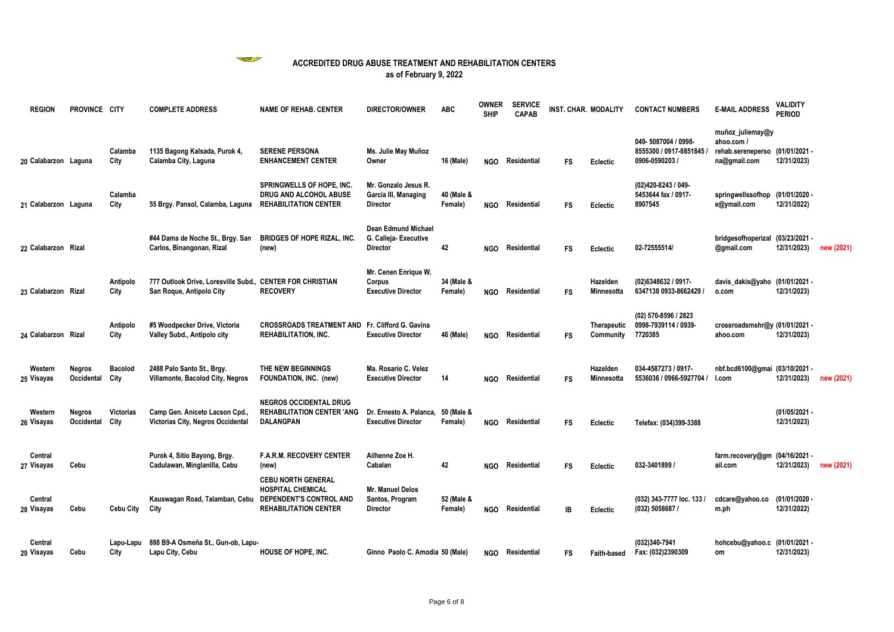## ACCREDITED DRUG ABUSE TREATMENT AND REHABILITATION CENTERS

**as of February 9, 2022**

| | REGION | PROVINCE | CITY | COMPLETE ADDRESS | NAME OF REHAB. CENTER | DIRECTOR/OWNER | ABC | OWNER SHIP | SERVICE CAPAB | INST. CHAR. | MODALITY | CONTACT NUMBERS | E-MAIL ADDRESS | VALIDITY PERIOD | |
|---|---|---|---|---|---|---|---|---|---|---|---|---|---|---|---|
| 20 | Calabarzon | Laguna | Calamba City | 1135 Bagong Kalsada, Purok 4, Calamba City, Laguna | SERENE PERSONA ENHANCEMENT CENTER | Ms. Julie May Muñoz Owner | 16 (Male) | NGO | Residential | FS | Eclectic | 049- 5087004 / 0998-8555300 / 0917-8851845 / 0906-0590203 / | muñoz_juliemay@yahoo.com / rehab.sereneperso na@gmail.com | (01/01/2021 - 12/31/2023) | |
| 21 | Calabarzon | Laguna | Calamba City | 55 Brgy. Pansol, Calamba, Laguna | SPRINGWELLS OF HOPE, INC. DRUG AND ALCOHOL ABUSE REHABILITATION CENTER | Mr. Gonzalo Jesus R. Garcia III, Managing Director | 40 (Male & Female) | NGO | Residential | FS | Eclectic | (02)420-8243 / 049-5453644 fax / 0917-8907545 | springwellssofhop e@ymail.com | (01/01/2020 - 12/31/2022) | |
| 22 | Calabarzon | Rizal | | #44 Dama de Noche St., Brgy. San Carlos, Binangonan, Rizal | BRIDGES OF HOPE RIZAL, INC. (new) | Dean Edmund Michael G. Calleja- Executive Director | 42 | NGO | Residential | FS | Eclectic | 02-72555514/ | bridgesofhoperizal @gmail.com | (03/23/2021 - 12/31/2023) | new (2021) |
| 23 | Calabarzon | Rizal | Antipolo City | 777 Outlook Drive, Loresville Subd., San Roque, Antipolo City | CENTER FOR CHRISTIAN RECOVERY | Mr. Cenen Enrique W. Corpus Executive Director | 34 (Male & Female) | NGO | Residential | FS | Hazelden Minnesotta | (02)6348632 / 0917-6347138 0933-8662429 / | davis_dakis@yahoo.com | (01/01/2021 - 12/31/2023) | |
| 24 | Calabarzon | Rizal | Antipolo City | #5 Woodpecker Drive, Victoria Valley Subd., Antipolo city | CROSSROADS TREATMENT AND REHABILITATION, INC. | Fr. Clifford G. Gavina Executive Director | 46 (Male) | NGO | Residential | FS | Therapeutic Community | (02) 570-8596 / 2823 0998-7939114 / 0939-7720385 | crossroadsmshr@yahoo.com | (01/01/2021 - 12/31/2023) | |
| 25 | Western Visayas | Negros Occidental | Bacolod City | 2488 Palo Santo St., Brgy. Villamonte, Bacolod City, Negros | THE NEW BEGINNINGS FOUNDATION, INC. (new) | Ma. Rosario C. Velez Executive Director | 14 | NGO | Residential | FS | Hazelden Minnesotta | 034-4587273 / 0917-5536036 / 0966-5927704 / | nbf.bcd6100@gmail.com | (03/10/2021 - 12/31/2023) | new (2021) |
| 26 | Western Visayas | Negros Occidental | Victorias City | Camp Gen. Aniceto Lacson Cpd., Victorias City, Negros Occidental | NEGROS OCCIDENTAL DRUG REHABILITATION CENTER 'ANG DALANGPAN | Dr. Ernesto A. Palanca, Executive Director | 50 (Male & Female) | NGO | Residential | FS | Eclectic | Telefax: (034)399-3388 | | (01/05/2021 - 12/31/2023) | |
| 27 | Central Visayas | Cebu | | Purok 4, Sitio Bayong, Brgy. Cadulawan, Minglanilla, Cebu | F.A.R.M. RECOVERY CENTER (new) | Ailhenne Zoe H. Cabalan | 42 | NGO | Residential | FS | Eclectic | 032-3401899 / | farm.recovery@gmail.com | (04/16/2021 - 12/31/2023) | new (2021) |
| 28 | Central Visayas | Cebu | Cebu City | Kauswagan Road, Talamban, Cebu City | CEBU NORTH GENERAL HOSPITAL CHEMICAL DEPENDENT'S CONTROL AND REHABILITATION CENTER | Mr. Manuel Delos Santos, Program Director | 52 (Male & Female) | NGO | Residential | IB | Eclectic | (032) 343-7777 loc. 133 / (032) 5058687 / | cdcare@yahoo.com.ph | (01/01/2020 - 12/31/2022) | |
| 29 | Central Visayas | Cebu | Lapu-Lapu City | 888 B9-A Osmeña St., Gun-ob, Lapu-Lapu City, Cebu | HOUSE OF HOPE, INC. | Ginno Paolo C. Amodia | 50 (Male) | NGO | Residential | FS | Faith-based | (032)340-7941 Fax: (032)2390309 | hohcebu@yahoo.com | (01/01/2021 - 12/31/2023) | |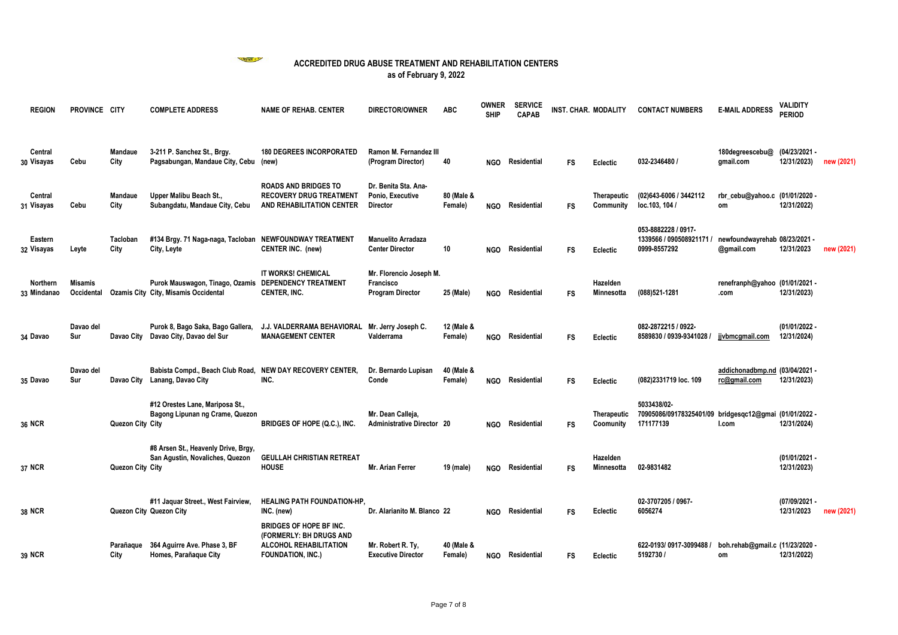**ACCREDITED DRUG ABUSE TREATMENT AND REHABILITATION CENTERS**

**as of February 9, 2022**

| | REGION | PROVINCE | CITY | COMPLETE ADDRESS | NAME OF REHAB. CENTER | DIRECTOR/OWNER | ABC | OWNERSHIP | SERVICE CAPAB | INST. CHAR. | MODALITY | CONTACT NUMBERS | E-MAIL ADDRESS | VALIDITY PERIOD | |
|---|---|---|---|---|---|---|---|---|---|---|---|---|---|---|---|
| 30 | Central Visayas | Cebu | Mandaue City | 3-211 P. Sanchez St., Brgy. Pagsabungan, Mandaue City, Cebu | 180 DEGREES INCORPORATED (new) | Ramon M. Fernandez III (Program Director) | 40 | NGO | Residential | FS | Eclectic | 032-2346480 / | 180degreescebu@gmail.com | (04/23/2021 - 12/31/2023) | new (2021) |
| 31 | Central Visayas | Cebu | Mandaue City | Upper Malibu Beach St., Subangdatu, Mandaue City, Cebu | ROADS AND BRIDGES TO RECOVERY DRUG TREATMENT AND REHABILITATION CENTER | Dr. Benita Sta. Ana-Ponio, Executive Director | 80 (Male & Female) | NGO | Residential | FS | Therapeutic Community | (02)643-6006 / 3442112 loc.103, 104 / | rbr_cebu@yahoo.com | (01/01/2020 - 12/31/2022) | |
| 32 | Eastern Visayas | Leyte | Tacloban City | #134 Brgy. 71 Naga-naga, Tacloban City, Leyte | NEWFOUNDWAY TREATMENT CENTER INC. (new) | Manuelito Arradaza Center Director | 10 | NGO | Residential | FS | Eclectic | 053-8882228 / 0917-1339566 / 090508921171 / 0999-8557292 | newfoundwayrehab@gmail.com | 08/23/2021 - 12/31/2023 | new (2021) |
| 33 | Northern Mindanao | Misamis Occidental | Ozamis City | Purok Mauswagon, Tinago, Ozamis City, Misamis Occidental | IT WORKS! CHEMICAL DEPENDENCY TREATMENT CENTER, INC. | Mr. Florencio Joseph M. Francisco Program Director | 25 (Male) | NGO | Residential | FS | Hazelden Minnesotta | (088)521-1281 | renefranph@yahoo.com | (01/01/2021 - 12/31/2023) | |
| 34 | Davao | Davao del Sur | Davao City | Purok 8, Bago Saka, Bago Gallera, Davao City, Davao del Sur | J.J. VALDERRAMA BEHAVIORAL MANAGEMENT CENTER | Mr. Jerry Joseph C. Valderrama | 12 (Male & Female) | NGO | Residential | FS | Eclectic | 082-2872215 / 0922-8589830 / 0939-9341028 / | jjvbmcgmail.com | (01/01/2022 - 12/31/2024) | |
| 35 | Davao | Davao del Sur | Davao City | Babista Compd., Beach Club Road, Lanang, Davao City | NEW DAY RECOVERY CENTER, INC. | Dr. Bernardo Lupisan Conde | 40 (Male & Female) | NGO | Residential | FS | Eclectic | (082)2331719 loc. 109 | addichonadbmp.ndrc@gmail.com | (03/04/2021 - 12/31/2023) | |
| 36 | NCR | | Quezon City | #12 Orestes Lane, Mariposa St., Bagong Lipunan ng Crame, Quezon City | BRIDGES OF HOPE (Q.C.), INC. | Mr. Dean Calleja, Administrative Director | 20 | NGO | Residential | FS | Therapeutic Coomunity | 5033438/02-70905086/09178325401/09171177139 | bridgesqc12@gmail.com | (01/01/2022 - 12/31/2024) | |
| 37 | NCR | | Quezon City | #8 Arsen St., Heavenly Drive, Brgy, San Agustin, Novaliches, Quezon City | GEULLAH CHRISTIAN RETREAT HOUSE | Mr. Arian Ferrer | 19 (male) | NGO | Residential | FS | Hazelden Minnesotta | 02-9831482 | | (01/01/2021 - 12/31/2023) | |
| 38 | NCR | | Quezon City | #11 Jaquar Street., West Fairview, Quezon City | HEALING PATH FOUNDATION-HP, INC. (new) | Dr. Alarianito M. Blanco | 22 | NGO | Residential | FS | Eclectic | 02-3707205 / 0967-6056274 | | (07/09/2021 - 12/31/2023 | new (2021) |
| 39 | NCR | | Parañaque City | 364 Aguirre Ave. Phase 3, BF Homes, Parañaque City | BRIDGES OF HOPE BF INC. (FORMERLY: BH DRUGS AND ALCOHOL REHABILITATION FOUNDATION, INC.) | Mr. Robert R. Ty, Executive Director | 40 (Male & Female) | NGO | Residential | FS | Eclectic | 622-0193/ 0917-3099488 / 5192730 / | boh.rehab@gmail.com | (11/23/2020 - 12/31/2022) | |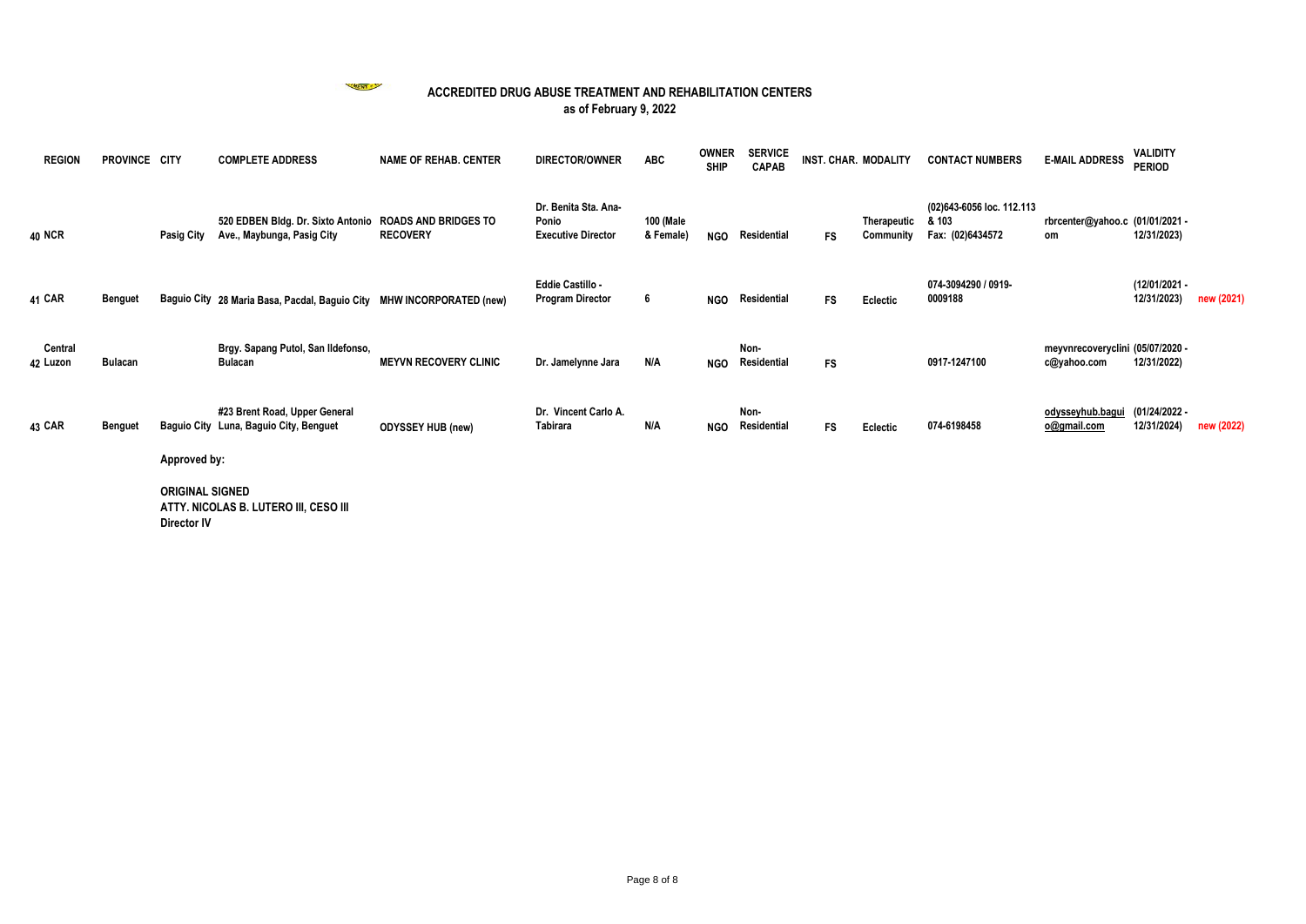**ACCREDITED DRUG ABUSE TREATMENT AND REHABILITATION CENTERS**
**as of February 9, 2022**

| | REGION | PROVINCE | CITY | COMPLETE ADDRESS | NAME OF REHAB. CENTER | DIRECTOR/OWNER | ABC | OWNERSHIP | SERVICE CAPAB | INST. CHAR. | MODALITY | CONTACT NUMBERS | E-MAIL ADDRESS | VALIDITY PERIOD | |
|---|---|---|---|---|---|---|---|---|---|---|---|---|---|---|---|
| 40 | NCR | | Pasig City | 520 EDBEN Bldg. Dr. Sixto Antonio Ave., Maybunga, Pasig City | ROADS AND BRIDGES TO RECOVERY | Dr. Benita Sta. Ana-Ponio Executive Director | 100 (Male & Female) | NGO | Residential | FS | Therapeutic Community | (02)643-6056 loc. 112.113 & 103 Fax: (02)6434572 | rbrcenter@yahoo.com | (01/01/2021 - 12/31/2023) | |
| 41 | CAR | Benguet | Baguio City | 28 Maria Basa, Pacdal, Baguio City | MHW INCORPORATED (new) | Eddie Castillo - Program Director | 6 | NGO | Residential | FS | Eclectic | 074-3094290 / 0919-0009188 | | (12/01/2021 - 12/31/2023) | new (2021) |
| 42 | Central Luzon | Bulacan | | Brgy. Sapang Putol, San Ildefonso, Bulacan | MEYVN RECOVERY CLINIC | Dr. Jamelynne Jara | N/A | NGO | Non-Residential | FS | | 0917-1247100 | meyvnrecoveryclinic@yahoo.com | (05/07/2020 - 12/31/2022) | |
| 43 | CAR | Benguet | Baguio City | #23 Brent Road, Upper General Luna, Baguio City, Benguet | ODYSSEY HUB (new) | Dr. Vincent Carlo A. Tabirara | N/A | NGO | Non-Residential | FS | Eclectic | 074-6198458 | odysseyhub.baguio@gmail.com | (01/24/2022 - 12/31/2024) | new (2022) |

Approved by:

**ORIGINAL SIGNED**
**ATTY. NICOLAS B. LUTERO III, CESO III**
**Director IV**